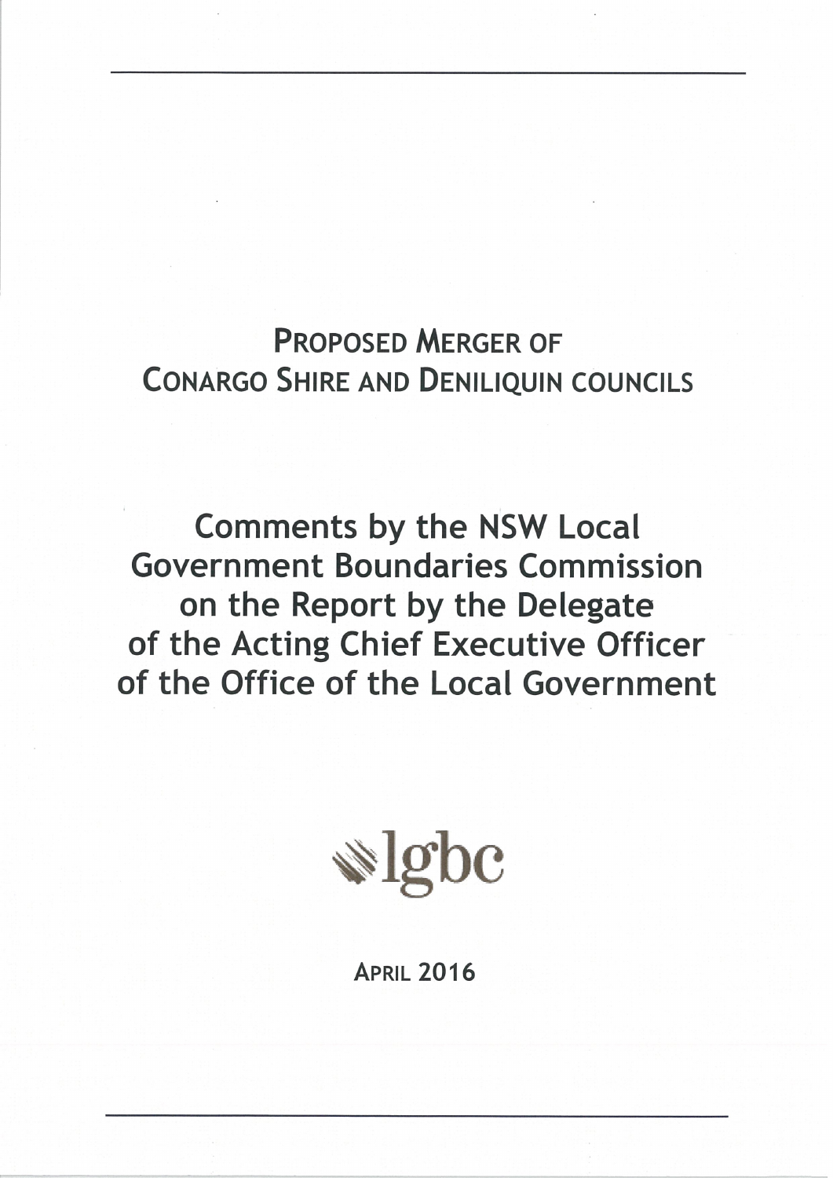# Proposed Merger of Conargo Shire and Deniliquin councils

# Comments by the NSW Local Government Boundaries Commission on the Report by the Delegate of the Acting Chief Executive Officer of the Office of the Local Government

lgbc

April 2016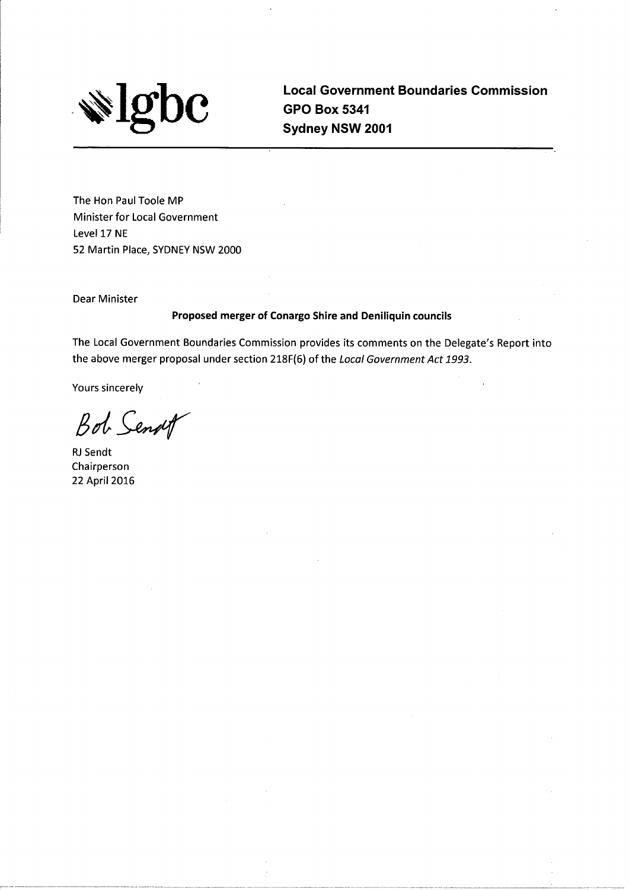**lgbc**

**Local Government Boundaries Commission**
**GPO Box 5341**
**Sydney NSW 2001**

---

The Hon Paul Toole MP
Minister for Local Government
Level 17 NE
52 Martin Place, SYDNEY NSW 2000

Dear Minister

**Proposed merger of Conargo Shire and Deniliquin councils**

The Local Government Boundaries Commission provides its comments on the Delegate's Report into the above merger proposal under section 218F(6) of the *Local Government Act 1993*.

Yours sincerely

Bob Sendt

RJ Sendt
Chairperson
22 April 2016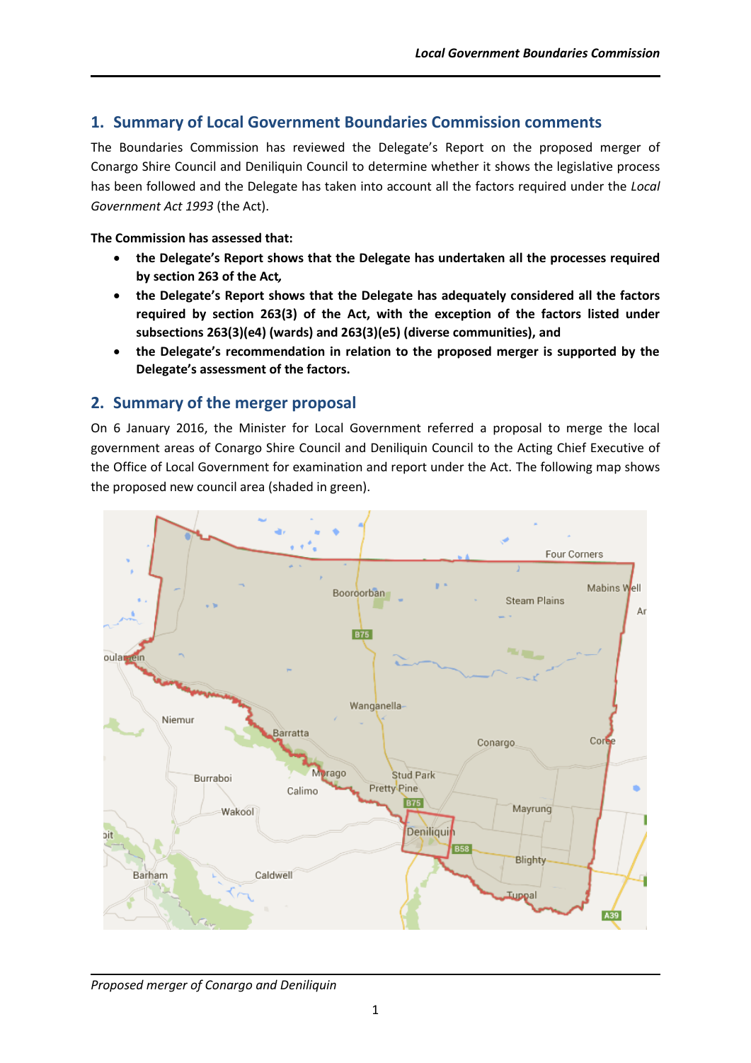## 1. Summary of Local Government Boundaries Commission comments

The Boundaries Commission has reviewed the Delegate's Report on the proposed merger of Conargo Shire Council and Deniliquin Council to determine whether it shows the legislative process has been followed and the Delegate has taken into account all the factors required under the *Local Government Act 1993* (the Act).

**The Commission has assessed that:**

- **the Delegate's Report shows that the Delegate has undertaken all the processes required by section 263 of the Act,**
- **the Delegate's Report shows that the Delegate has adequately considered all the factors required by section 263(3) of the Act, with the exception of the factors listed under subsections 263(3)(e4) (wards) and 263(3)(e5) (diverse communities), and**
- **the Delegate's recommendation in relation to the proposed merger is supported by the Delegate's assessment of the factors.**

## 2. Summary of the merger proposal

On 6 January 2016, the Minister for Local Government referred a proposal to merge the local government areas of Conargo Shire Council and Deniliquin Council to the Acting Chief Executive of the Office of Local Government for examination and report under the Act. The following map shows the proposed new council area (shaded in green).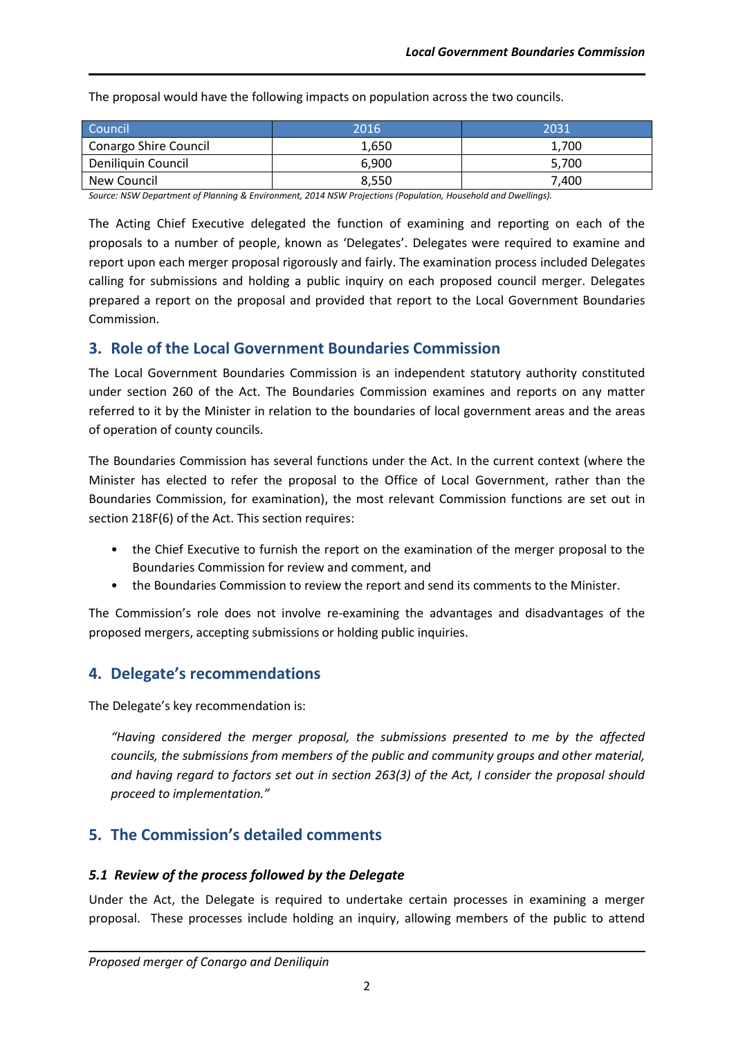The proposal would have the following impacts on population across the two councils.

| Council | 2016 | 2031 |
|---|---|---|
| Conargo Shire Council | 1,650 | 1,700 |
| Deniliquin Council | 6,900 | 5,700 |
| New Council | 8,550 | 7,400 |

*Source: NSW Department of Planning & Environment, 2014 NSW Projections (Population, Household and Dwellings).*

The Acting Chief Executive delegated the function of examining and reporting on each of the proposals to a number of people, known as 'Delegates'. Delegates were required to examine and report upon each merger proposal rigorously and fairly. The examination process included Delegates calling for submissions and holding a public inquiry on each proposed council merger. Delegates prepared a report on the proposal and provided that report to the Local Government Boundaries Commission.

## 3. Role of the Local Government Boundaries Commission

The Local Government Boundaries Commission is an independent statutory authority constituted under section 260 of the Act. The Boundaries Commission examines and reports on any matter referred to it by the Minister in relation to the boundaries of local government areas and the areas of operation of county councils.

The Boundaries Commission has several functions under the Act. In the current context (where the Minister has elected to refer the proposal to the Office of Local Government, rather than the Boundaries Commission, for examination), the most relevant Commission functions are set out in section 218F(6) of the Act. This section requires:

- the Chief Executive to furnish the report on the examination of the merger proposal to the Boundaries Commission for review and comment, and
- the Boundaries Commission to review the report and send its comments to the Minister.

The Commission's role does not involve re-examining the advantages and disadvantages of the proposed mergers, accepting submissions or holding public inquiries.

## 4. Delegate's recommendations

The Delegate's key recommendation is:

> *"Having considered the merger proposal, the submissions presented to me by the affected councils, the submissions from members of the public and community groups and other material, and having regard to factors set out in section 263(3) of the Act, I consider the proposal should proceed to implementation."*

## 5. The Commission's detailed comments

### *5.1 Review of the process followed by the Delegate*

Under the Act, the Delegate is required to undertake certain processes in examining a merger proposal. These processes include holding an inquiry, allowing members of the public to attend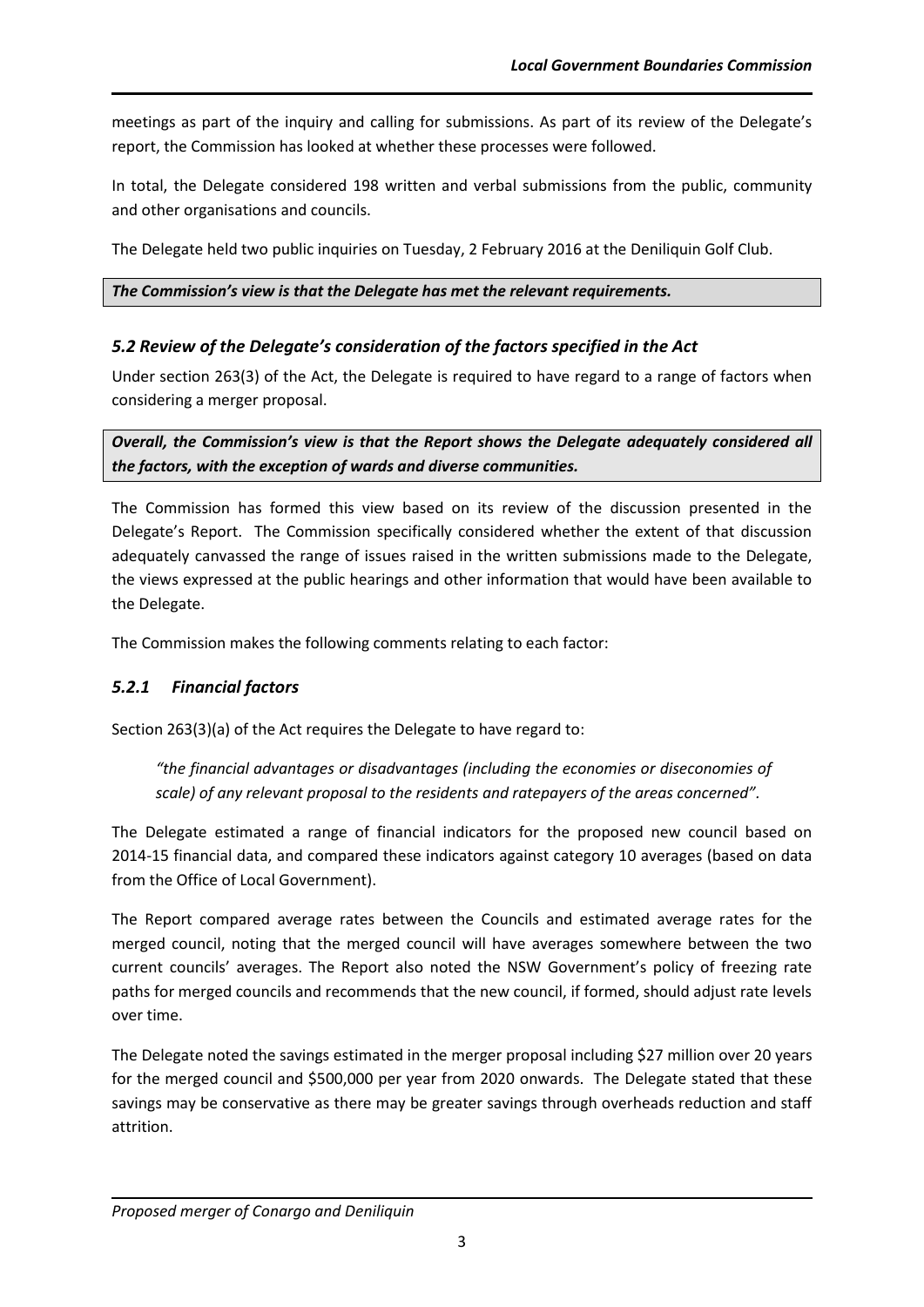meetings as part of the inquiry and calling for submissions. As part of its review of the Delegate's report, the Commission has looked at whether these processes were followed.

In total, the Delegate considered 198 written and verbal submissions from the public, community and other organisations and councils.

The Delegate held two public inquiries on Tuesday, 2 February 2016 at the Deniliquin Golf Club.

***The Commission's view is that the Delegate has met the relevant requirements.***

### *5.2 Review of the Delegate's consideration of the factors specified in the Act*

Under section 263(3) of the Act, the Delegate is required to have regard to a range of factors when considering a merger proposal.

***Overall, the Commission's view is that the Report shows the Delegate adequately considered all the factors, with the exception of wards and diverse communities.***

The Commission has formed this view based on its review of the discussion presented in the Delegate's Report. The Commission specifically considered whether the extent of that discussion adequately canvassed the range of issues raised in the written submissions made to the Delegate, the views expressed at the public hearings and other information that would have been available to the Delegate.

The Commission makes the following comments relating to each factor:

### *5.2.1 Financial factors*

Section 263(3)(a) of the Act requires the Delegate to have regard to:

> *"the financial advantages or disadvantages (including the economies or diseconomies of scale) of any relevant proposal to the residents and ratepayers of the areas concerned".*

The Delegate estimated a range of financial indicators for the proposed new council based on 2014-15 financial data, and compared these indicators against category 10 averages (based on data from the Office of Local Government).

The Report compared average rates between the Councils and estimated average rates for the merged council, noting that the merged council will have averages somewhere between the two current councils' averages. The Report also noted the NSW Government's policy of freezing rate paths for merged councils and recommends that the new council, if formed, should adjust rate levels over time.

The Delegate noted the savings estimated in the merger proposal including $27 million over 20 years for the merged council and $500,000 per year from 2020 onwards. The Delegate stated that these savings may be conservative as there may be greater savings through overheads reduction and staff attrition.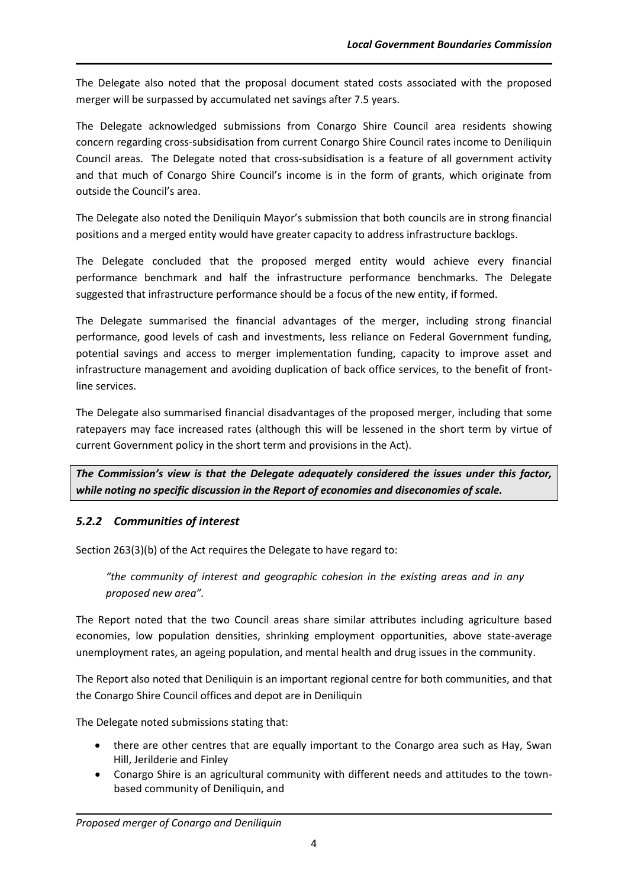The Delegate also noted that the proposal document stated costs associated with the proposed merger will be surpassed by accumulated net savings after 7.5 years.

The Delegate acknowledged submissions from Conargo Shire Council area residents showing concern regarding cross-subsidisation from current Conargo Shire Council rates income to Deniliquin Council areas. The Delegate noted that cross-subsidisation is a feature of all government activity and that much of Conargo Shire Council's income is in the form of grants, which originate from outside the Council's area.

The Delegate also noted the Deniliquin Mayor's submission that both councils are in strong financial positions and a merged entity would have greater capacity to address infrastructure backlogs.

The Delegate concluded that the proposed merged entity would achieve every financial performance benchmark and half the infrastructure performance benchmarks. The Delegate suggested that infrastructure performance should be a focus of the new entity, if formed.

The Delegate summarised the financial advantages of the merger, including strong financial performance, good levels of cash and investments, less reliance on Federal Government funding, potential savings and access to merger implementation funding, capacity to improve asset and infrastructure management and avoiding duplication of back office services, to the benefit of front-line services.

The Delegate also summarised financial disadvantages of the proposed merger, including that some ratepayers may face increased rates (although this will be lessened in the short term by virtue of current Government policy in the short term and provisions in the Act).

***The Commission's view is that the Delegate adequately considered the issues under this factor, while noting no specific discussion in the Report of economies and diseconomies of scale.***

### *5.2.2 Communities of interest*

Section 263(3)(b) of the Act requires the Delegate to have regard to:

> *"the community of interest and geographic cohesion in the existing areas and in any proposed new area".*

The Report noted that the two Council areas share similar attributes including agriculture based economies, low population densities, shrinking employment opportunities, above state-average unemployment rates, an ageing population, and mental health and drug issues in the community.

The Report also noted that Deniliquin is an important regional centre for both communities, and that the Conargo Shire Council offices and depot are in Deniliquin

The Delegate noted submissions stating that:

- there are other centres that are equally important to the Conargo area such as Hay, Swan Hill, Jerilderie and Finley
- Conargo Shire is an agricultural community with different needs and attitudes to the town-based community of Deniliquin, and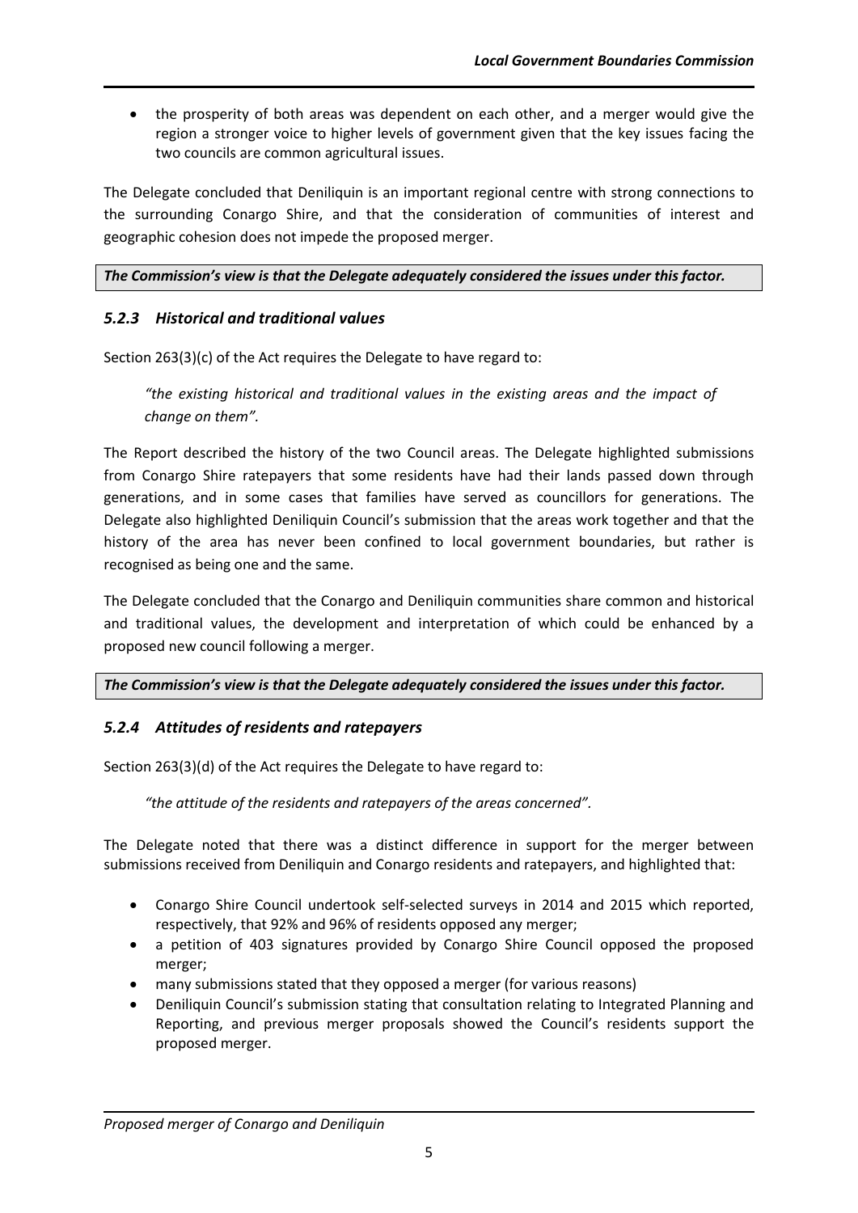- the prosperity of both areas was dependent on each other, and a merger would give the region a stronger voice to higher levels of government given that the key issues facing the two councils are common agricultural issues.

The Delegate concluded that Deniliquin is an important regional centre with strong connections to the surrounding Conargo Shire, and that the consideration of communities of interest and geographic cohesion does not impede the proposed merger.

***The Commission's view is that the Delegate adequately considered the issues under this factor.***

### *5.2.3 Historical and traditional values*

Section 263(3)(c) of the Act requires the Delegate to have regard to:

> *"the existing historical and traditional values in the existing areas and the impact of change on them".*

The Report described the history of the two Council areas. The Delegate highlighted submissions from Conargo Shire ratepayers that some residents have had their lands passed down through generations, and in some cases that families have served as councillors for generations. The Delegate also highlighted Deniliquin Council's submission that the areas work together and that the history of the area has never been confined to local government boundaries, but rather is recognised as being one and the same.

The Delegate concluded that the Conargo and Deniliquin communities share common and historical and traditional values, the development and interpretation of which could be enhanced by a proposed new council following a merger.

***The Commission's view is that the Delegate adequately considered the issues under this factor.***

### *5.2.4 Attitudes of residents and ratepayers*

Section 263(3)(d) of the Act requires the Delegate to have regard to:

> *"the attitude of the residents and ratepayers of the areas concerned".*

The Delegate noted that there was a distinct difference in support for the merger between submissions received from Deniliquin and Conargo residents and ratepayers, and highlighted that:

- Conargo Shire Council undertook self-selected surveys in 2014 and 2015 which reported, respectively, that 92% and 96% of residents opposed any merger;
- a petition of 403 signatures provided by Conargo Shire Council opposed the proposed merger;
- many submissions stated that they opposed a merger (for various reasons)
- Deniliquin Council's submission stating that consultation relating to Integrated Planning and Reporting, and previous merger proposals showed the Council's residents support the proposed merger.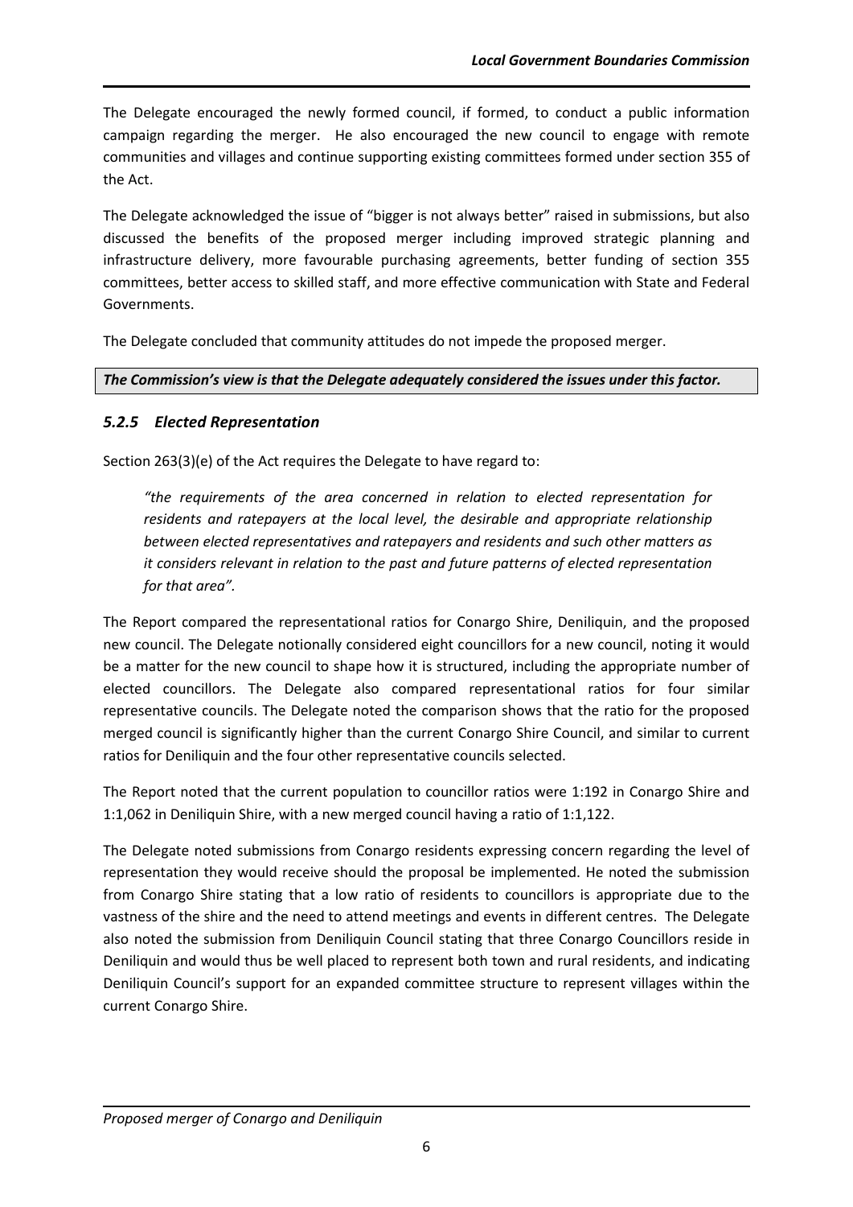The Delegate encouraged the newly formed council, if formed, to conduct a public information campaign regarding the merger. He also encouraged the new council to engage with remote communities and villages and continue supporting existing committees formed under section 355 of the Act.

The Delegate acknowledged the issue of "bigger is not always better" raised in submissions, but also discussed the benefits of the proposed merger including improved strategic planning and infrastructure delivery, more favourable purchasing agreements, better funding of section 355 committees, better access to skilled staff, and more effective communication with State and Federal Governments.

The Delegate concluded that community attitudes do not impede the proposed merger.

***The Commission's view is that the Delegate adequately considered the issues under this factor.***

### *5.2.5 Elected Representation*

Section 263(3)(e) of the Act requires the Delegate to have regard to:

> *"the requirements of the area concerned in relation to elected representation for residents and ratepayers at the local level, the desirable and appropriate relationship between elected representatives and ratepayers and residents and such other matters as it considers relevant in relation to the past and future patterns of elected representation for that area".*

The Report compared the representational ratios for Conargo Shire, Deniliquin, and the proposed new council. The Delegate notionally considered eight councillors for a new council, noting it would be a matter for the new council to shape how it is structured, including the appropriate number of elected councillors. The Delegate also compared representational ratios for four similar representative councils. The Delegate noted the comparison shows that the ratio for the proposed merged council is significantly higher than the current Conargo Shire Council, and similar to current ratios for Deniliquin and the four other representative councils selected.

The Report noted that the current population to councillor ratios were 1:192 in Conargo Shire and 1:1,062 in Deniliquin Shire, with a new merged council having a ratio of 1:1,122.

The Delegate noted submissions from Conargo residents expressing concern regarding the level of representation they would receive should the proposal be implemented. He noted the submission from Conargo Shire stating that a low ratio of residents to councillors is appropriate due to the vastness of the shire and the need to attend meetings and events in different centres. The Delegate also noted the submission from Deniliquin Council stating that three Conargo Councillors reside in Deniliquin and would thus be well placed to represent both town and rural residents, and indicating Deniliquin Council's support for an expanded committee structure to represent villages within the current Conargo Shire.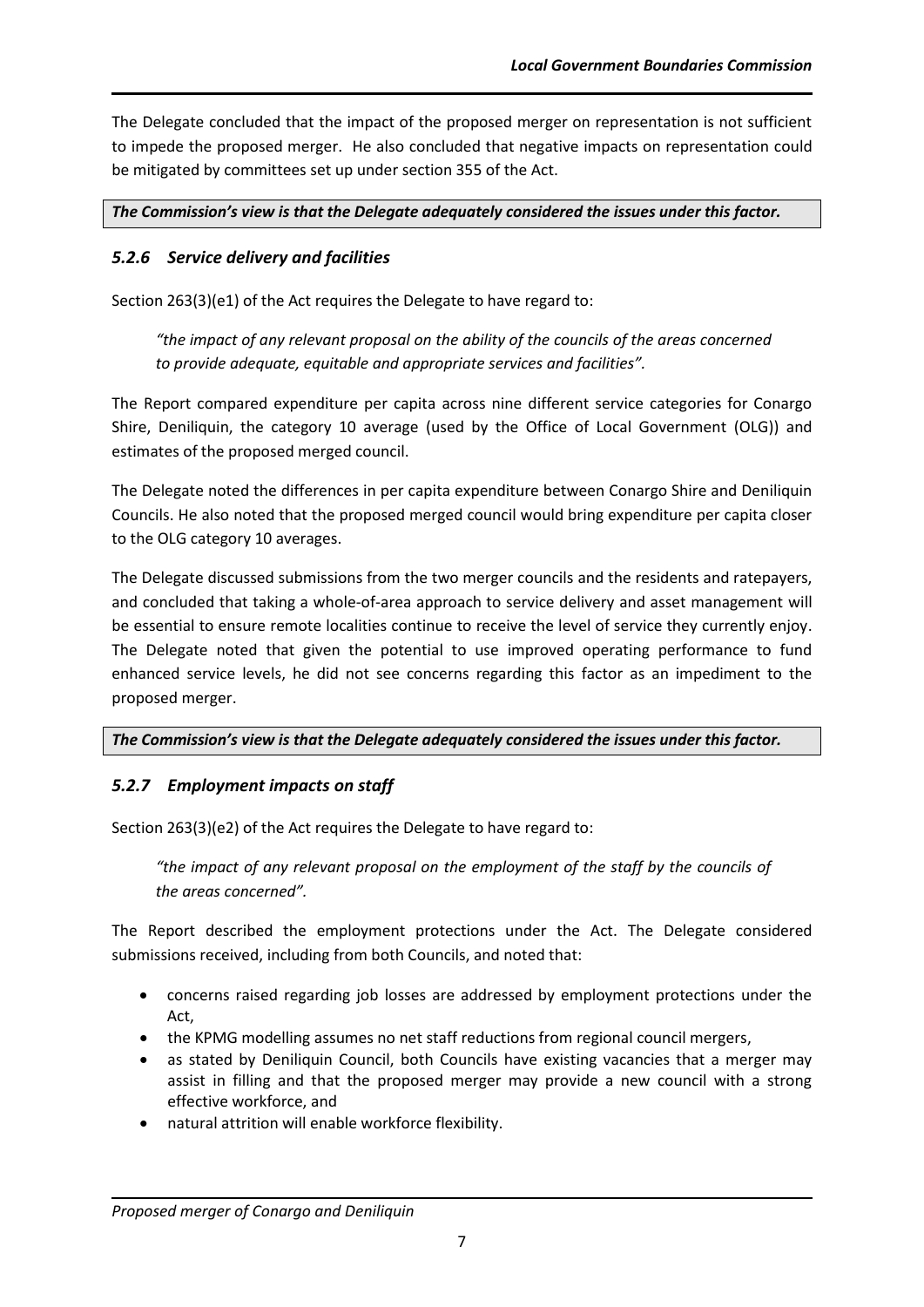The Delegate concluded that the impact of the proposed merger on representation is not sufficient to impede the proposed merger. He also concluded that negative impacts on representation could be mitigated by committees set up under section 355 of the Act.

***The Commission's view is that the Delegate adequately considered the issues under this factor.***

### *5.2.6 Service delivery and facilities*

Section 263(3)(e1) of the Act requires the Delegate to have regard to:

> *"the impact of any relevant proposal on the ability of the councils of the areas concerned to provide adequate, equitable and appropriate services and facilities".*

The Report compared expenditure per capita across nine different service categories for Conargo Shire, Deniliquin, the category 10 average (used by the Office of Local Government (OLG)) and estimates of the proposed merged council.

The Delegate noted the differences in per capita expenditure between Conargo Shire and Deniliquin Councils. He also noted that the proposed merged council would bring expenditure per capita closer to the OLG category 10 averages.

The Delegate discussed submissions from the two merger councils and the residents and ratepayers, and concluded that taking a whole-of-area approach to service delivery and asset management will be essential to ensure remote localities continue to receive the level of service they currently enjoy. The Delegate noted that given the potential to use improved operating performance to fund enhanced service levels, he did not see concerns regarding this factor as an impediment to the proposed merger.

***The Commission's view is that the Delegate adequately considered the issues under this factor.***

### *5.2.7 Employment impacts on staff*

Section 263(3)(e2) of the Act requires the Delegate to have regard to:

> *"the impact of any relevant proposal on the employment of the staff by the councils of the areas concerned".*

The Report described the employment protections under the Act. The Delegate considered submissions received, including from both Councils, and noted that:

- concerns raised regarding job losses are addressed by employment protections under the Act,
- the KPMG modelling assumes no net staff reductions from regional council mergers,
- as stated by Deniliquin Council, both Councils have existing vacancies that a merger may assist in filling and that the proposed merger may provide a new council with a strong effective workforce, and
- natural attrition will enable workforce flexibility.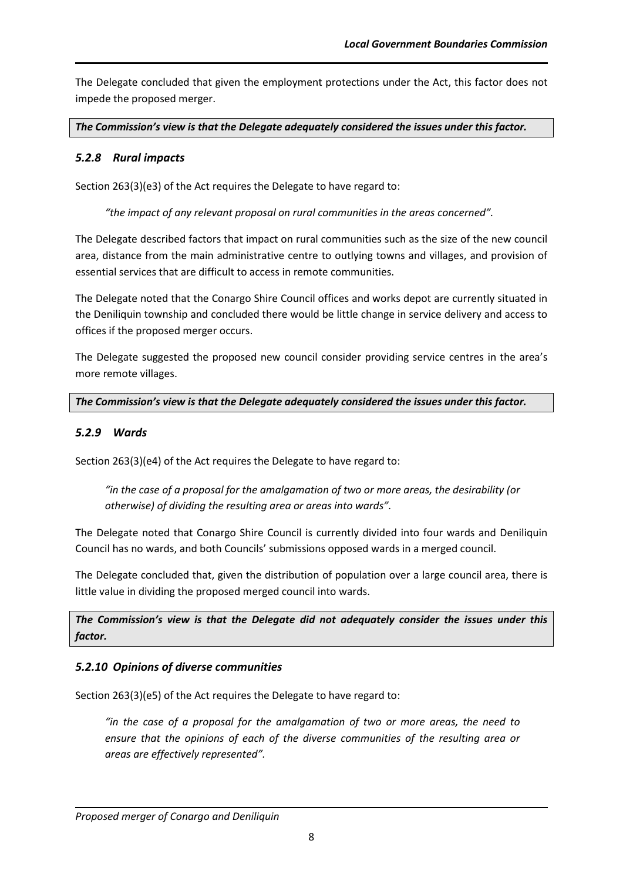The Delegate concluded that given the employment protections under the Act, this factor does not impede the proposed merger.

***The Commission's view is that the Delegate adequately considered the issues under this factor.***

### *5.2.8 Rural impacts*

Section 263(3)(e3) of the Act requires the Delegate to have regard to:

> *"the impact of any relevant proposal on rural communities in the areas concerned".*

The Delegate described factors that impact on rural communities such as the size of the new council area, distance from the main administrative centre to outlying towns and villages, and provision of essential services that are difficult to access in remote communities.

The Delegate noted that the Conargo Shire Council offices and works depot are currently situated in the Deniliquin township and concluded there would be little change in service delivery and access to offices if the proposed merger occurs.

The Delegate suggested the proposed new council consider providing service centres in the area's more remote villages.

***The Commission's view is that the Delegate adequately considered the issues under this factor.***

### *5.2.9 Wards*

Section 263(3)(e4) of the Act requires the Delegate to have regard to:

> *"in the case of a proposal for the amalgamation of two or more areas, the desirability (or otherwise) of dividing the resulting area or areas into wards".*

The Delegate noted that Conargo Shire Council is currently divided into four wards and Deniliquin Council has no wards, and both Councils' submissions opposed wards in a merged council.

The Delegate concluded that, given the distribution of population over a large council area, there is little value in dividing the proposed merged council into wards.

***The Commission's view is that the Delegate did not adequately consider the issues under this factor.***

### *5.2.10 Opinions of diverse communities*

Section 263(3)(e5) of the Act requires the Delegate to have regard to:

> *"in the case of a proposal for the amalgamation of two or more areas, the need to ensure that the opinions of each of the diverse communities of the resulting area or areas are effectively represented".*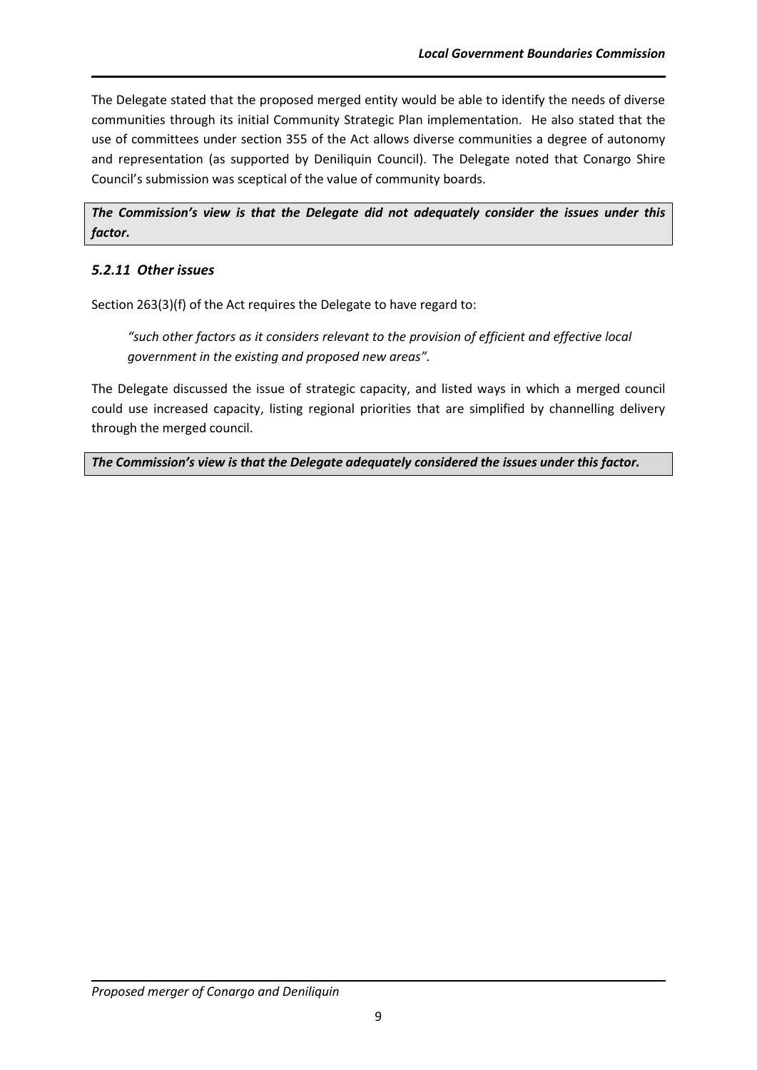The Delegate stated that the proposed merged entity would be able to identify the needs of diverse communities through its initial Community Strategic Plan implementation. He also stated that the use of committees under section 355 of the Act allows diverse communities a degree of autonomy and representation (as supported by Deniliquin Council). The Delegate noted that Conargo Shire Council's submission was sceptical of the value of community boards.

***The Commission's view is that the Delegate did not adequately consider the issues under this factor.***

### *5.2.11 Other issues*

Section 263(3)(f) of the Act requires the Delegate to have regard to:

> *"such other factors as it considers relevant to the provision of efficient and effective local government in the existing and proposed new areas".*

The Delegate discussed the issue of strategic capacity, and listed ways in which a merged council could use increased capacity, listing regional priorities that are simplified by channelling delivery through the merged council.

***The Commission's view is that the Delegate adequately considered the issues under this factor.***